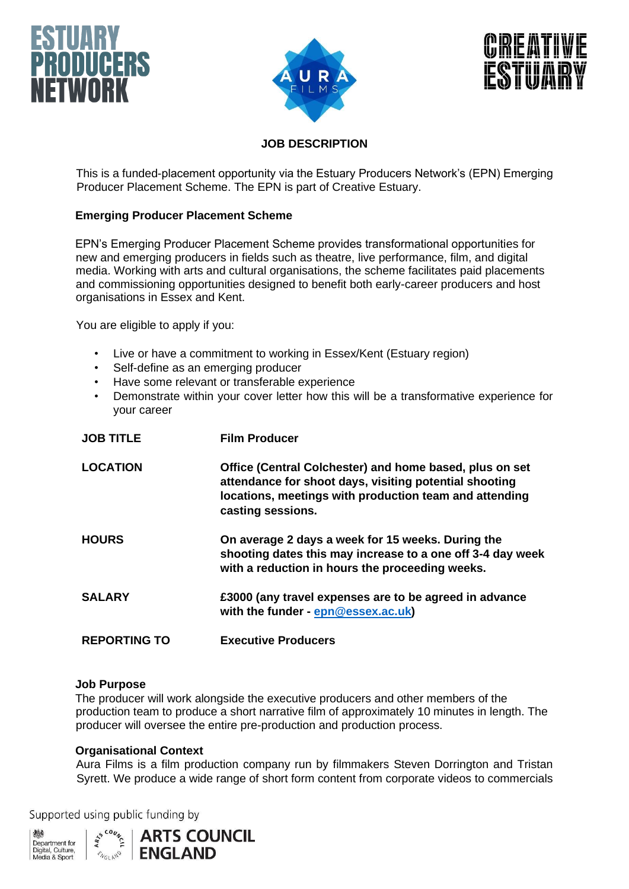# JOB DESCRIPTION

This is a funded-placement opportunity via the Estuary Producers Network's (EPN) Emerging Producer Placement Scheme. The EPN is part of Creative Estuary.

## Emerging Producer Placement Scheme

EPN's Emerging Producer Placement Scheme provides transformational opportunities for new and emerging producers in fields such as theatre, live performance, film, and digital media. Working with arts and cultural organisations, the scheme facilitates paid placements and commissioning opportunities designed to benefit both early-career producers and host organisations in Essex and Kent.

You are eligible to apply if you:

- Live or have a commitment to working in Essex/Kent (Estuary region)
- Self-define as an emerging producer
- Have some relevant or transferable experience
- Demonstrate within your cover letter how this will be a transformative experience for your career

| | |
|---|---|
| **JOB TITLE** | **Film Producer** |
| **LOCATION** | **Office (Central Colchester) and home based, plus on set attendance for shoot days, visiting potential shooting locations, meetings with production team and attending casting sessions.** |
| **HOURS** | **On average 2 days a week for 15 weeks. During the shooting dates this may increase to a one off 3-4 day week with a reduction in hours the proceeding weeks.** |
| **SALARY** | **£3000 (any travel expenses are to be agreed in advance with the funder - epn@essex.ac.uk)** |
| **REPORTING TO** | **Executive Producers** |

### Job Purpose

The producer will work alongside the executive producers and other members of the production team to produce a short narrative film of approximately 10 minutes in length. The producer will oversee the entire pre-production and production process.

### Organisational Context

Aura Films is a film production company run by filmmakers Steven Dorrington and Tristan Syrett. We produce a wide range of short form content from corporate videos to commercials

Supported using public funding by Department for Digital, Culture, Media & Sport | Arts Council England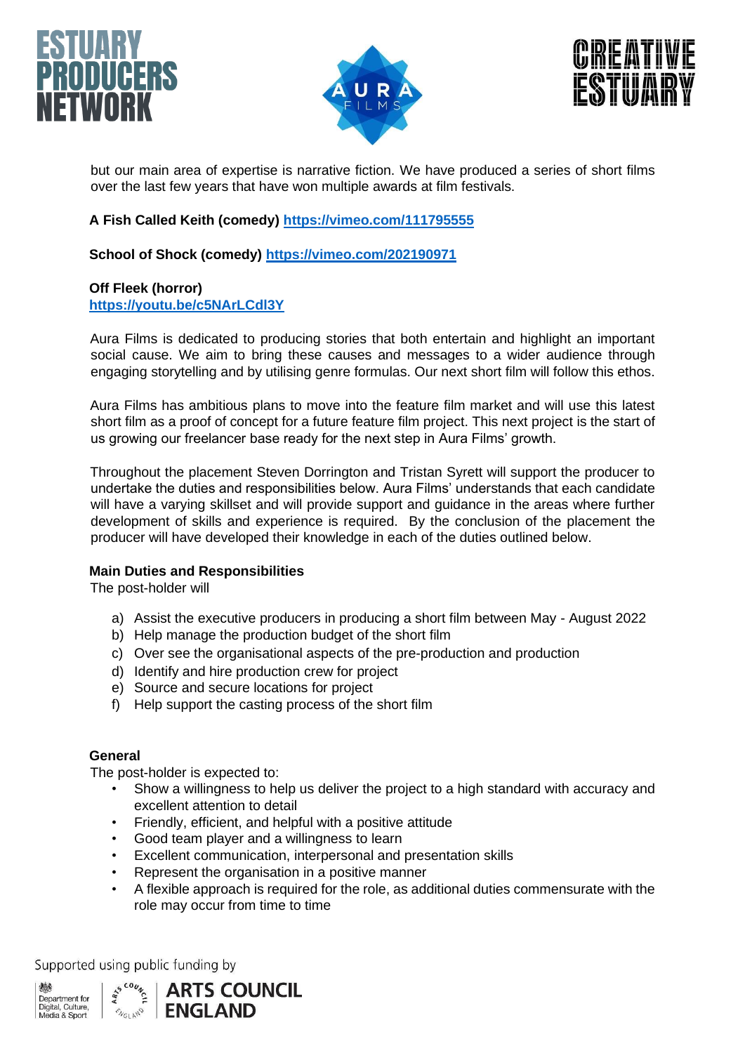but our main area of expertise is narrative fiction. We have produced a series of short films over the last few years that have won multiple awards at film festivals.

**A Fish Called Keith (comedy)** **https://vimeo.com/111795555**

**School of Shock (comedy)** **https://vimeo.com/202190971**

**Off Fleek (horror)**
**https://youtu.be/c5NArLCdI3Y**

Aura Films is dedicated to producing stories that both entertain and highlight an important social cause. We aim to bring these causes and messages to a wider audience through engaging storytelling and by utilising genre formulas. Our next short film will follow this ethos.

Aura Films has ambitious plans to move into the feature film market and will use this latest short film as a proof of concept for a future feature film project. This next project is the start of us growing our freelancer base ready for the next step in Aura Films' growth.

Throughout the placement Steven Dorrington and Tristan Syrett will support the producer to undertake the duties and responsibilities below. Aura Films' understands that each candidate will have a varying skillset and will provide support and guidance in the areas where further development of skills and experience is required. By the conclusion of the placement the producer will have developed their knowledge in each of the duties outlined below.

**Main Duties and Responsibilities**

The post-holder will

a) Assist the executive producers in producing a short film between May - August 2022
b) Help manage the production budget of the short film
c) Over see the organisational aspects of the pre-production and production
d) Identify and hire production crew for project
e) Source and secure locations for project
f) Help support the casting process of the short film

**General**

The post-holder is expected to:

- Show a willingness to help us deliver the project to a high standard with accuracy and excellent attention to detail
- Friendly, efficient, and helpful with a positive attitude
- Good team player and a willingness to learn
- Excellent communication, interpersonal and presentation skills
- Represent the organisation in a positive manner
- A flexible approach is required for the role, as additional duties commensurate with the role may occur from time to time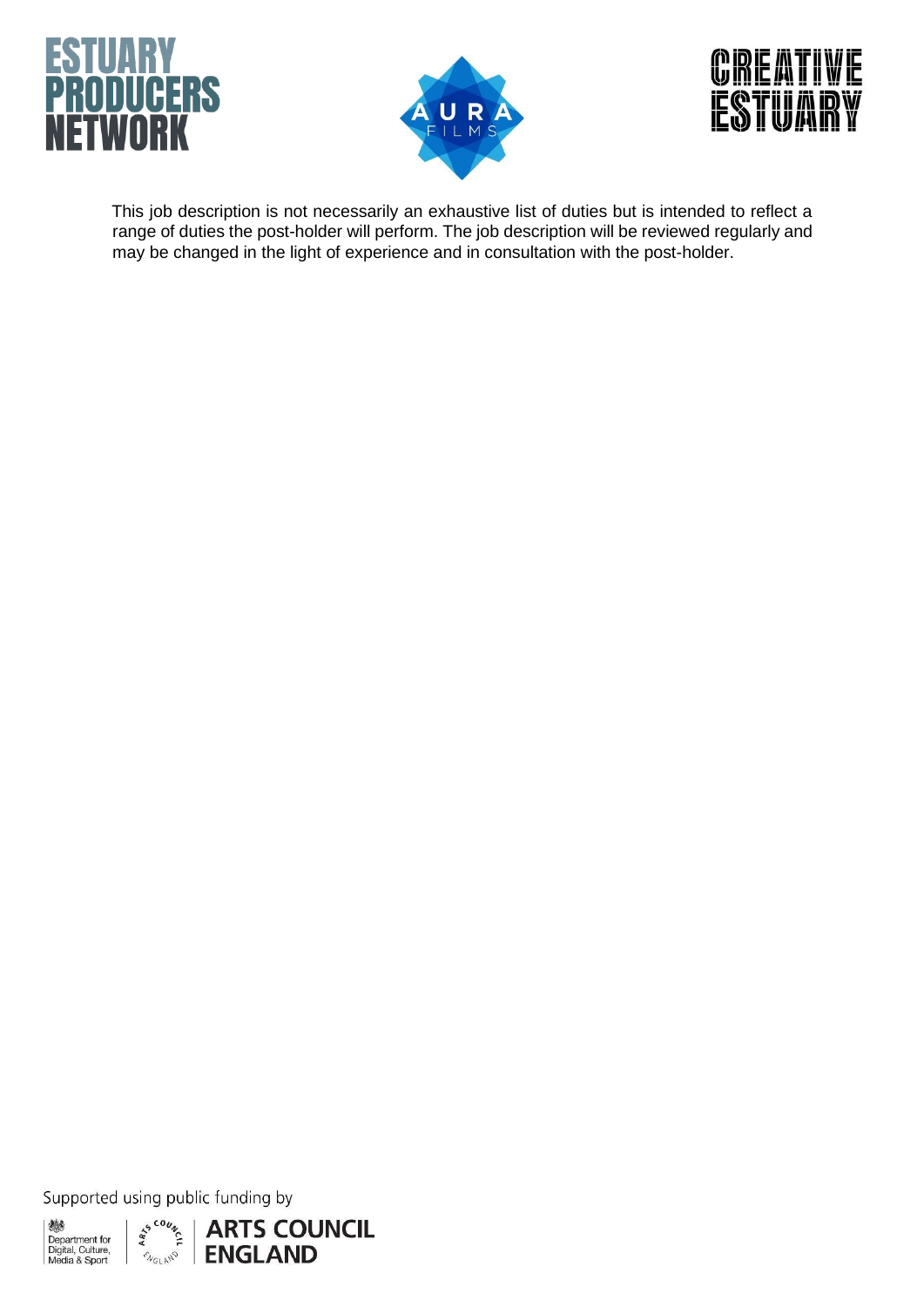This job description is not necessarily an exhaustive list of duties but is intended to reflect a range of duties the post-holder will perform. The job description will be reviewed regularly and may be changed in the light of experience and in consultation with the post-holder.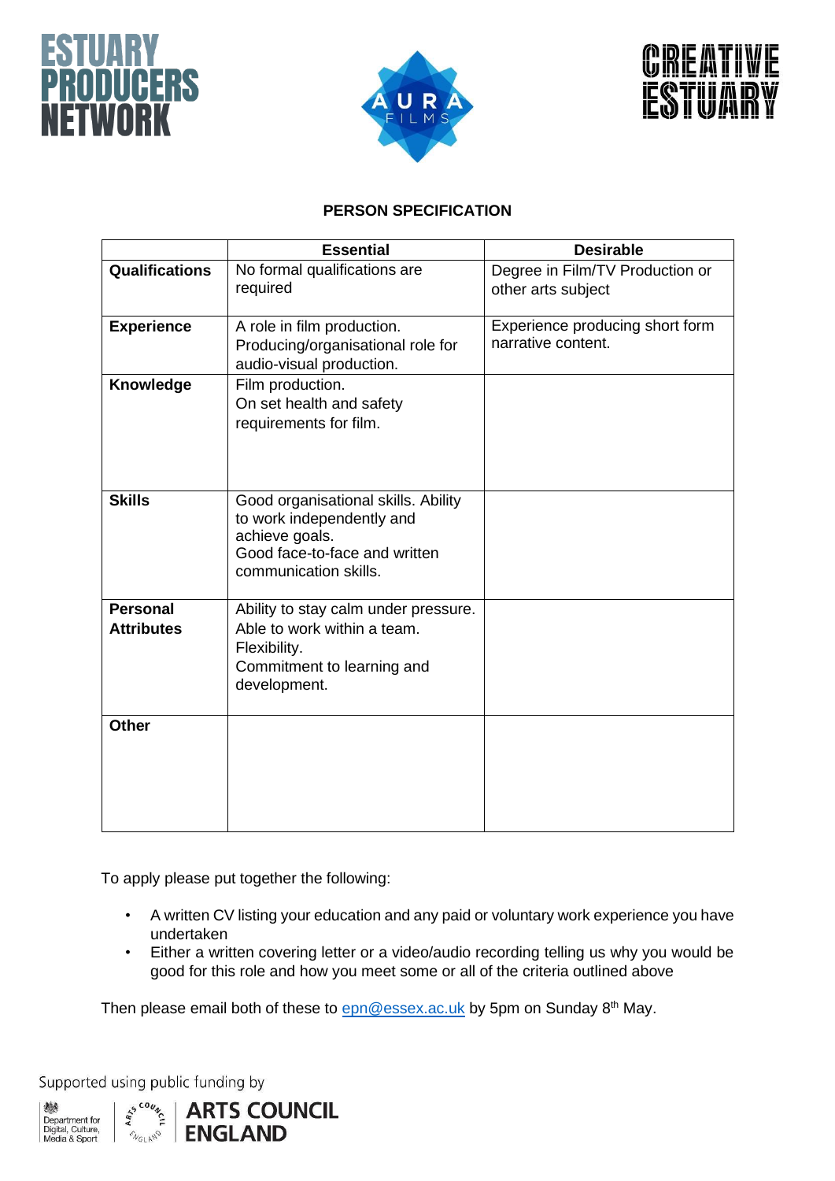# PERSON SPECIFICATION

| | Essential | Desirable |
|---|---|---|
| **Qualifications** | No formal qualifications are required | Degree in Film/TV Production or other arts subject |
| **Experience** | A role in film production. Producing/organisational role for audio-visual production. | Experience producing short form narrative content. |
| **Knowledge** | Film production. On set health and safety requirements for film. | |
| **Skills** | Good organisational skills. Ability to work independently and achieve goals. Good face-to-face and written communication skills. | |
| **Personal Attributes** | Ability to stay calm under pressure. Able to work within a team. Flexibility. Commitment to learning and development. | |
| **Other** | | |

To apply please put together the following:

- A written CV listing your education and any paid or voluntary work experience you have undertaken
- Either a written covering letter or a video/audio recording telling us why you would be good for this role and how you meet some or all of the criteria outlined above

Then please email both of these to epn@essex.ac.uk by 5pm on Sunday 8th May.

Supported using public funding by

Department for Digital, Culture, Media & Sport | ARTS COUNCIL ENGLAND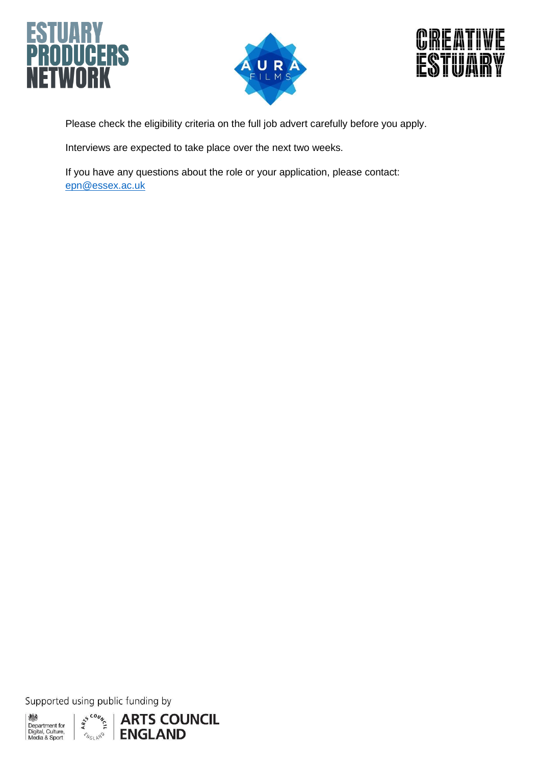Please check the eligibility criteria on the full job advert carefully before you apply.

Interviews are expected to take place over the next two weeks.

If you have any questions about the role or your application, please contact: epn@essex.ac.uk

Supported using public funding by

Department for Digital, Culture, Media & Sport

ARTS COUNCIL ENGLAND